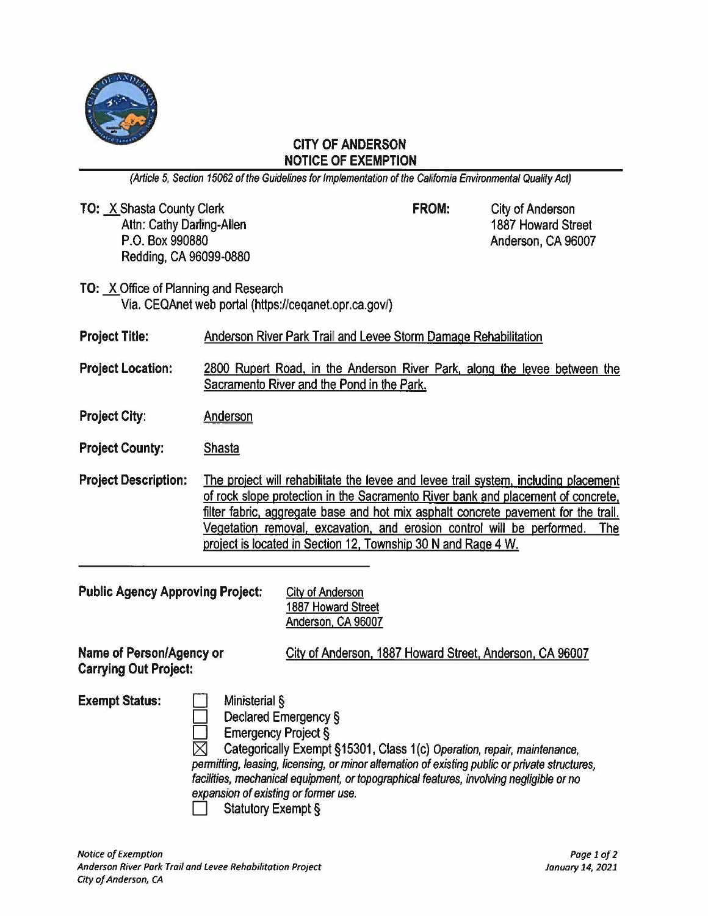# CITY OF ANDERSON
## NOTICE OF EXEMPTION

*(Article 5, Section 15062 of the Guidelines for Implementation of the California Environmental Quality Act)*

**TO:** X Shasta County Clerk
Attn: Cathy Darling-Allen
P.O. Box 990880
Redding, CA 96099-0880

**FROM:** City of Anderson
1887 Howard Street
Anderson, CA 96007

**TO:** X Office of Planning and Research
Via. CEQAnet web portal (https://ceqanet.opr.ca.gov/)

**Project Title:** Anderson River Park Trail and Levee Storm Damage Rehabilitation

**Project Location:** 2800 Rupert Road, in the Anderson River Park, along the levee between the Sacramento River and the Pond in the Park.

**Project City:** Anderson

**Project County:** Shasta

**Project Description:** The project will rehabilitate the levee and levee trail system, including placement of rock slope protection in the Sacramento River bank and placement of concrete, filter fabric, aggregate base and hot mix asphalt concrete pavement for the trail. Vegetation removal, excavation, and erosion control will be performed. The project is located in Section 12, Township 30 N and Rage 4 W.

---

**Public Agency Approving Project:** City of Anderson
1887 Howard Street
Anderson, CA 96007

**Name of Person/Agency or Carrying Out Project:** City of Anderson, 1887 Howard Street, Anderson, CA 96007

**Exempt Status:**

- ☐ Ministerial §
- ☐ Declared Emergency §
- ☐ Emergency Project §
- ☒ Categorically Exempt §15301, Class 1(c) *Operation, repair, maintenance, permitting, leasing, licensing, or minor alternation of existing public or private structures, facilities, mechanical equipment, or topographical features, involving negligible or no expansion of existing or former use.*
- ☐ Statutory Exempt §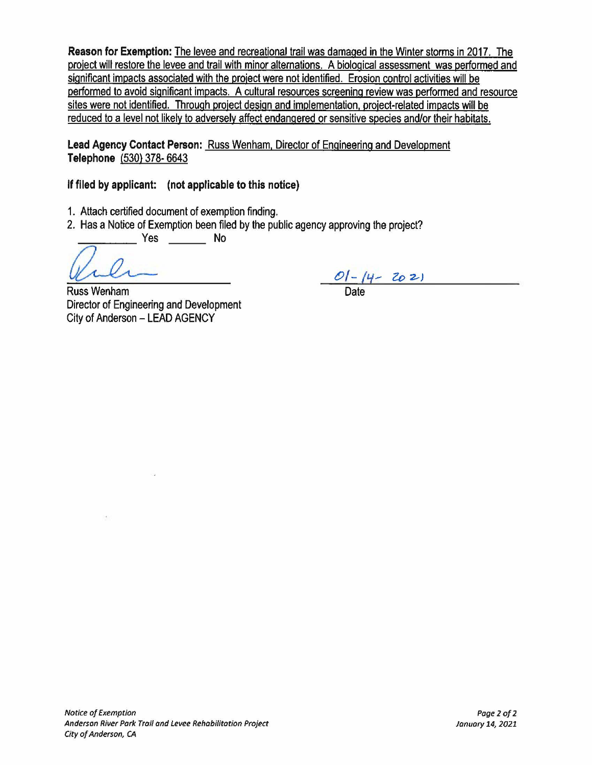**Reason for Exemption:** The levee and recreational trail was damaged in the Winter storms in 2017. The project will restore the levee and trail with minor alternations. A biological assessment was performed and significant impacts associated with the project were not identified. Erosion control activities will be performed to avoid significant impacts. A cultural resources screening review was performed and resource sites were not identified. Through project design and implementation, project-related impacts will be reduced to a level not likely to adversely affect endangered or sensitive species and/or their habitats.

**Lead Agency Contact Person:** Russ Wenham, Director of Engineering and Development
**Telephone** (530) 378- 6643

**If filed by applicant: (not applicable to this notice)**

1. Attach certified document of exemption finding.
2. Has a Notice of Exemption been filed by the public agency approving the project?
   ________ Yes ______ No

Russ Wenham
Director of Engineering and Development
City of Anderson – LEAD AGENCY

01-14-2021
Date